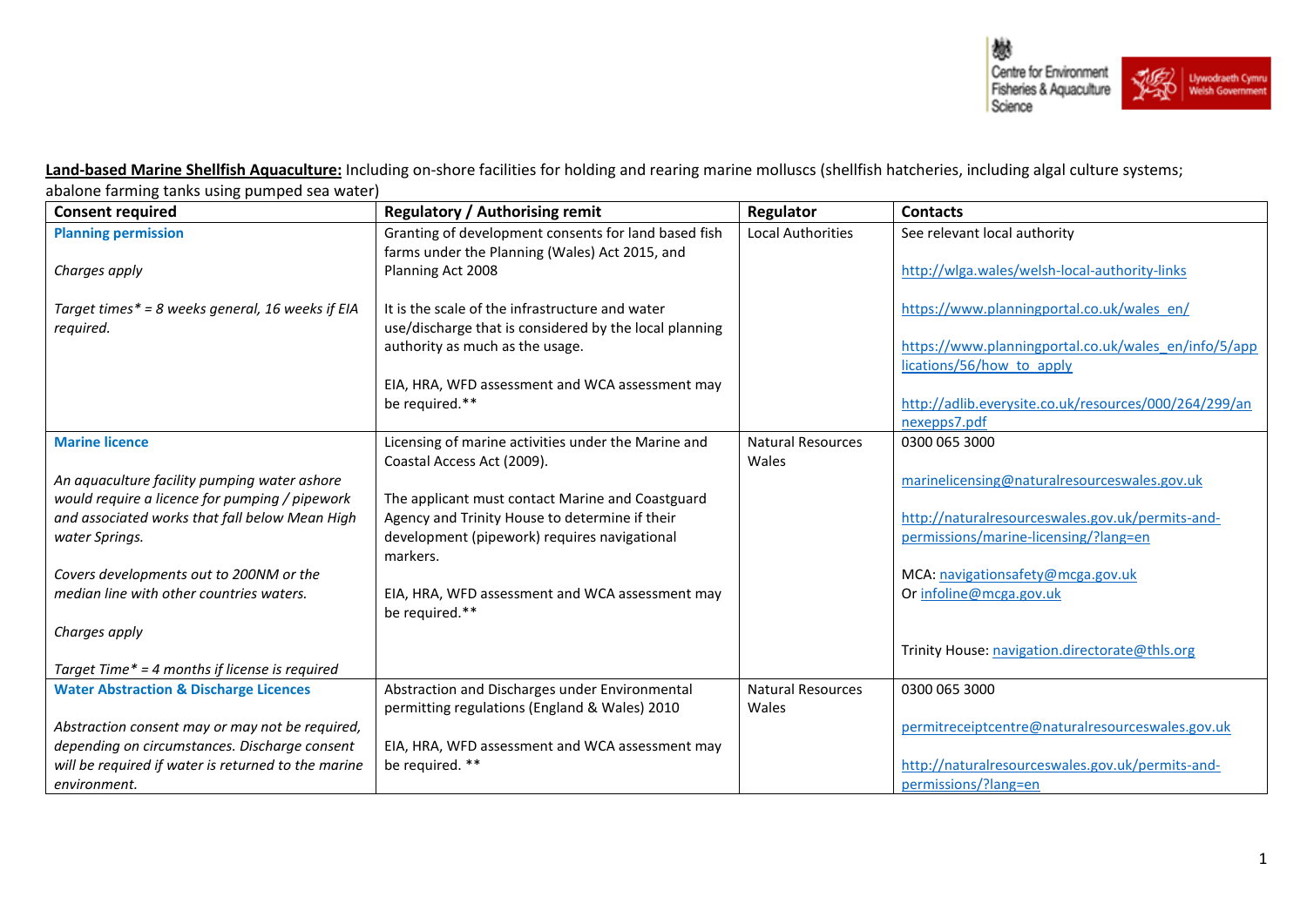**Land-based Marine Shellfish Aquaculture:** Including on-shore facilities for holding and rearing marine molluscs (shellfish hatcheries, including algal culture systems; abalone farming tanks using pumped sea water)

| Consent required | Regulatory / Authorising remit | Regulator | Contacts |
|---|---|---|---|
| **Planning permission**<br><br>*Charges apply*<br><br>*Target times* = 8 weeks general, 16 weeks if EIA required.* | Granting of development consents for land based fish farms under the Planning (Wales) Act 2015, and Planning Act 2008<br><br>It is the scale of the infrastructure and water use/discharge that is considered by the local planning authority as much as the usage.<br><br>EIA, HRA, WFD assessment and WCA assessment may be required.** | Local Authorities | See relevant local authority<br><br>http://wlga.wales/welsh-local-authority-links<br><br>https://www.planningportal.co.uk/wales_en/<br><br>https://www.planningportal.co.uk/wales_en/info/5/applications/56/how_to_apply<br><br>http://adlib.everysite.co.uk/resources/000/264/299/annexepps7.pdf |
| **Marine licence**<br><br>*An aquaculture facility pumping water ashore would require a licence for pumping / pipework and associated works that fall below Mean High water Springs.*<br><br>*Covers developments out to 200NM or the median line with other countries waters.*<br><br>*Charges apply*<br><br>*Target Time* = 4 months if license is required* | Licensing of marine activities under the Marine and Coastal Access Act (2009).<br><br>The applicant must contact Marine and Coastguard Agency and Trinity House to determine if their development (pipework) requires navigational markers.<br><br>EIA, HRA, WFD assessment and WCA assessment may be required.** | Natural Resources Wales | 0300 065 3000<br><br>marinelicensing@naturalresourceswales.gov.uk<br><br>http://naturalresourceswales.gov.uk/permits-and-permissions/marine-licensing/?lang=en<br><br>MCA: navigationsafety@mcga.gov.uk<br>Or infoline@mcga.gov.uk<br><br>Trinity House: navigation.directorate@thls.org |
| **Water Abstraction & Discharge Licences**<br><br>*Abstraction consent may or may not be required, depending on circumstances. Discharge consent will be required if water is returned to the marine environment.* | Abstraction and Discharges under Environmental permitting regulations (England & Wales) 2010<br><br>EIA, HRA, WFD assessment and WCA assessment may be required. ** | Natural Resources Wales | 0300 065 3000<br><br>permitreceiptcentre@naturalresourceswales.gov.uk<br><br>http://naturalresourceswales.gov.uk/permits-and-permissions/?lang=en |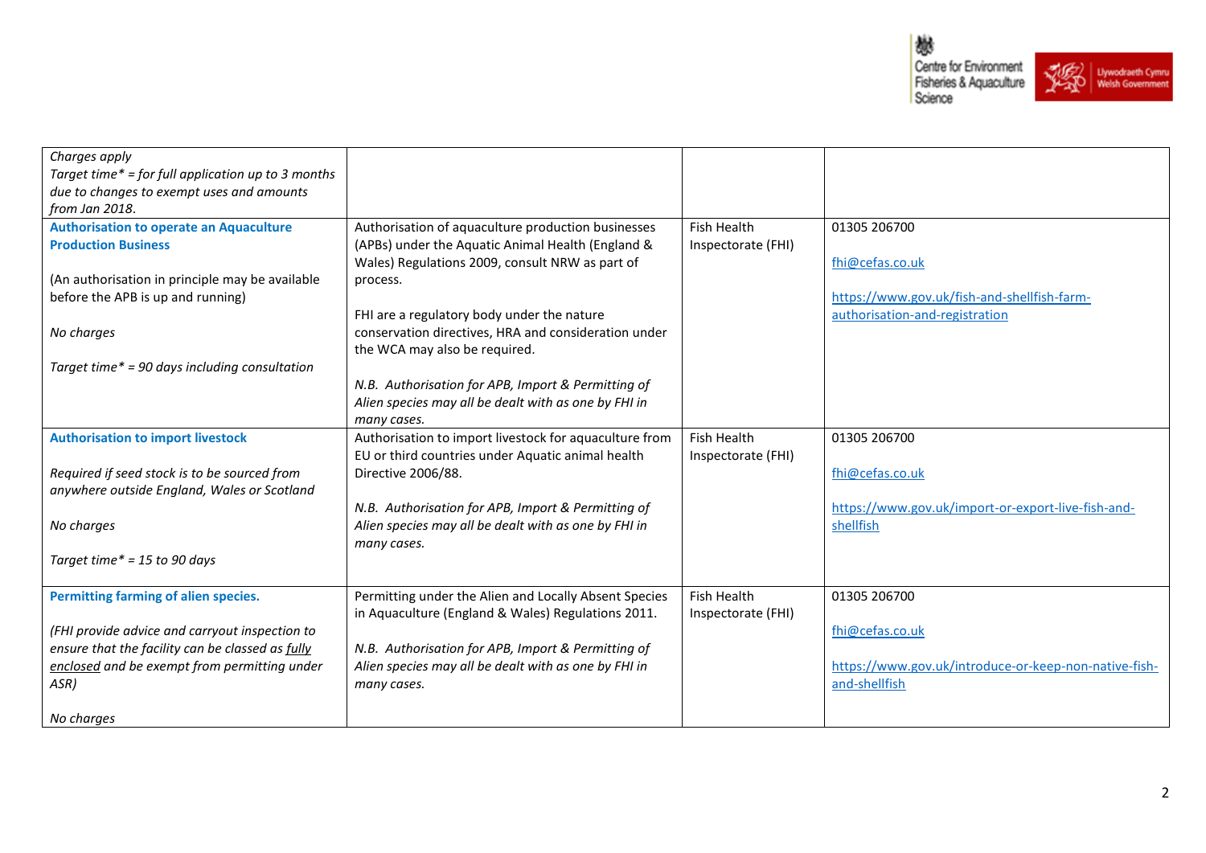| | | | |
|---|---|---|---|
| *Charges apply*<br>*Target time\* = for full application up to 3 months due to changes to exempt uses and amounts from Jan 2018.* | | | |
| **Authorisation to operate an Aquaculture Production Business**<br><br>(An authorisation in principle may be available before the APB is up and running)<br><br>*No charges*<br><br>*Target time\* = 90 days including consultation* | Authorisation of aquaculture production businesses (APBs) under the Aquatic Animal Health (England & Wales) Regulations 2009, consult NRW as part of process.<br><br>FHI are a regulatory body under the nature conservation directives, HRA and consideration under the WCA may also be required.<br><br>*N.B. Authorisation for APB, Import & Permitting of Alien species may all be dealt with as one by FHI in many cases.* | Fish Health Inspectorate (FHI) | 01305 206700<br><br>fhi@cefas.co.uk<br><br>https://www.gov.uk/fish-and-shellfish-farm-authorisation-and-registration |
| **Authorisation to import livestock**<br><br>*Required if seed stock is to be sourced from anywhere outside England, Wales or Scotland*<br><br>*No charges*<br><br>*Target time\* = 15 to 90 days* | Authorisation to import livestock for aquaculture from EU or third countries under Aquatic animal health Directive 2006/88.<br><br>*N.B. Authorisation for APB, Import & Permitting of Alien species may all be dealt with as one by FHI in many cases.* | Fish Health Inspectorate (FHI) | 01305 206700<br><br>fhi@cefas.co.uk<br><br>https://www.gov.uk/import-or-export-live-fish-and-shellfish |
| **Permitting farming of alien species.**<br><br>*(FHI provide advice and carryout inspection to ensure that the facility can be classed as fully enclosed and be exempt from permitting under ASR)*<br><br>*No charges* | Permitting under the Alien and Locally Absent Species in Aquaculture (England & Wales) Regulations 2011.<br><br>*N.B. Authorisation for APB, Import & Permitting of Alien species may all be dealt with as one by FHI in many cases.* | Fish Health Inspectorate (FHI) | 01305 206700<br><br>fhi@cefas.co.uk<br><br>https://www.gov.uk/introduce-or-keep-non-native-fish-and-shellfish |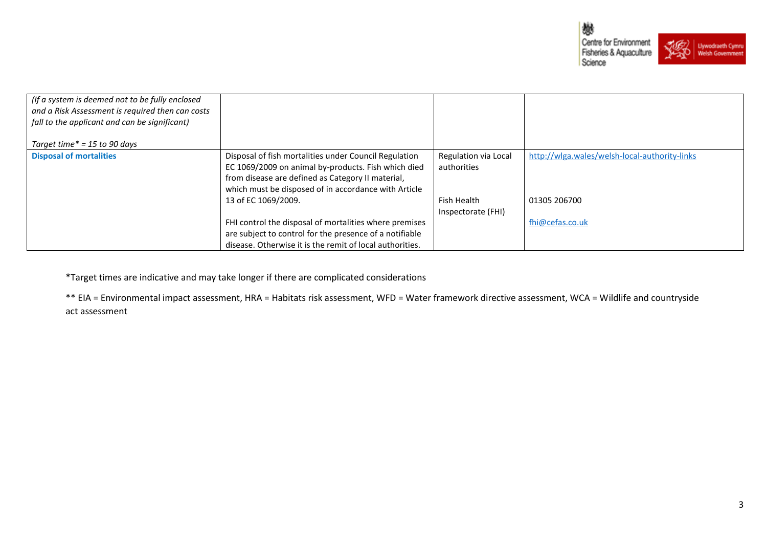| | | | |
|---|---|---|---|
| *(If a system is deemed not to be fully enclosed and a Risk Assessment is required then can costs fall to the applicant and can be significant)*<br><br>*Target time* = 15 to 90 days* | | | |
| **Disposal of mortalities** | Disposal of fish mortalities under Council Regulation EC 1069/2009 on animal by-products. Fish which died from disease are defined as Category II material, which must be disposed of in accordance with Article 13 of EC 1069/2009.<br><br>FHI control the disposal of mortalities where premises are subject to control for the presence of a notifiable disease. Otherwise it is the remit of local authorities. | Regulation via Local authorities<br><br>Fish Health Inspectorate (FHI) | http://wlga.wales/welsh-local-authority-links<br><br>01305 206700<br><br>fhi@cefas.co.uk |

*Target times are indicative and may take longer if there are complicated considerations

** EIA = Environmental impact assessment, HRA = Habitats risk assessment, WFD = Water framework directive assessment, WCA = Wildlife and countryside act assessment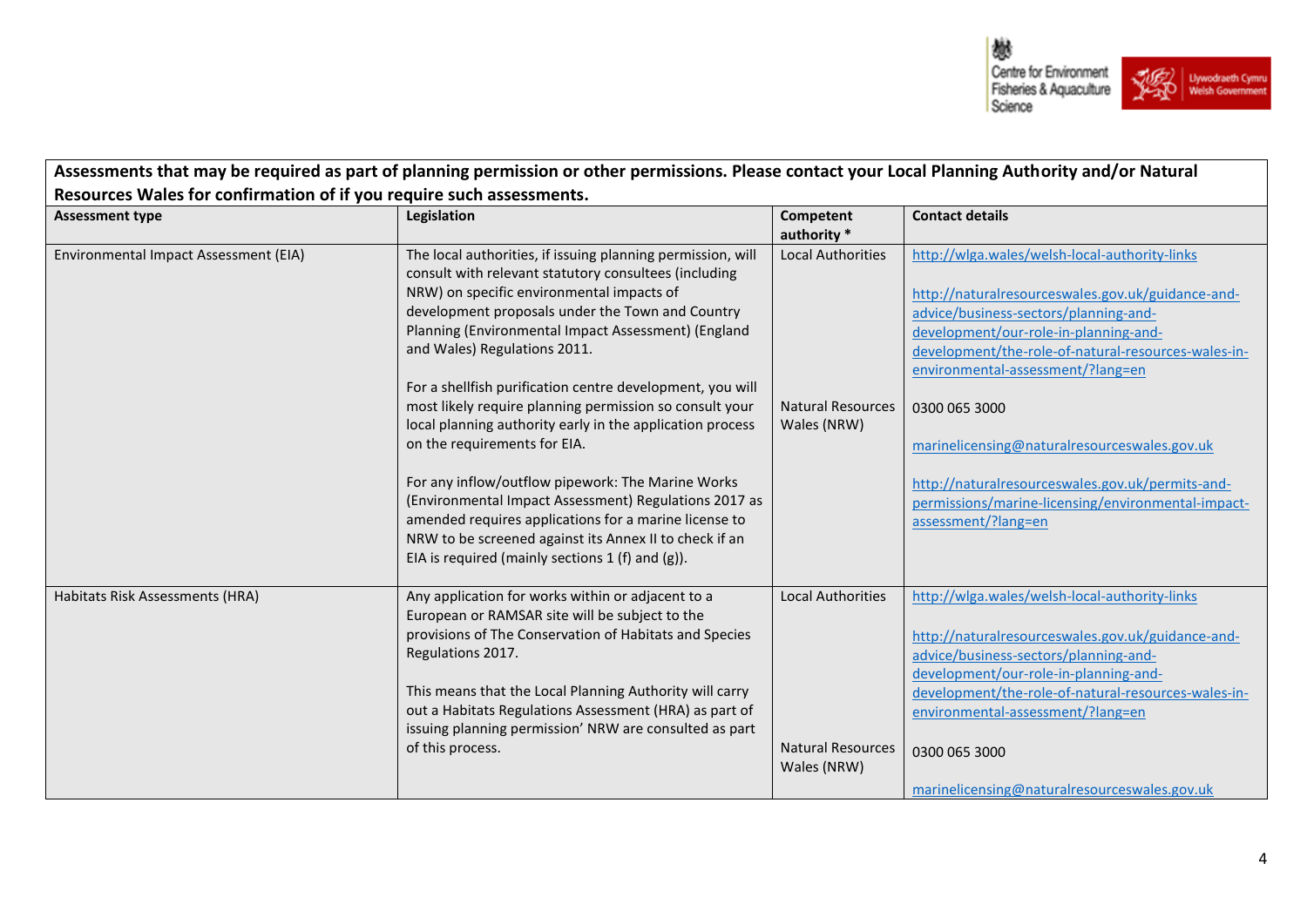| Assessments that may be required as part of planning permission or other permissions. Please contact your Local Planning Authority and/or Natural Resources Wales for confirmation of if you require such assessments. | | | |
|---|---|---|---|
| **Assessment type** | **Legislation** | **Competent authority *** | **Contact details** |
| Environmental Impact Assessment (EIA) | The local authorities, if issuing planning permission, will consult with relevant statutory consultees (including NRW) on specific environmental impacts of development proposals under the Town and Country Planning (Environmental Impact Assessment) (England and Wales) Regulations 2011.<br><br>For a shellfish purification centre development, you will most likely require planning permission so consult your local planning authority early in the application process on the requirements for EIA.<br><br>For any inflow/outflow pipework: The Marine Works (Environmental Impact Assessment) Regulations 2017 as amended requires applications for a marine license to NRW to be screened against its Annex II to check if an EIA is required (mainly sections 1 (f) and (g)). | Local Authorities<br><br>Natural Resources Wales (NRW) | http://wlga.wales/welsh-local-authority-links<br><br>http://naturalresourceswales.gov.uk/guidance-and-advice/business-sectors/planning-and-development/our-role-in-planning-and-development/the-role-of-natural-resources-wales-in-environmental-assessment/?lang=en<br><br>0300 065 3000<br><br>marinelicensing@naturalresourceswales.gov.uk<br><br>http://naturalresourceswales.gov.uk/permits-and-permissions/marine-licensing/environmental-impact-assessment/?lang=en |
| Habitats Risk Assessments (HRA) | Any application for works within or adjacent to a European or RAMSAR site will be subject to the provisions of The Conservation of Habitats and Species Regulations 2017.<br><br>This means that the Local Planning Authority will carry out a Habitats Regulations Assessment (HRA) as part of issuing planning permission' NRW are consulted as part of this process. | Local Authorities<br><br>Natural Resources Wales (NRW) | http://wlga.wales/welsh-local-authority-links<br><br>http://naturalresourceswales.gov.uk/guidance-and-advice/business-sectors/planning-and-development/our-role-in-planning-and-development/the-role-of-natural-resources-wales-in-environmental-assessment/?lang=en<br><br>0300 065 3000<br><br>marinelicensing@naturalresourceswales.gov.uk |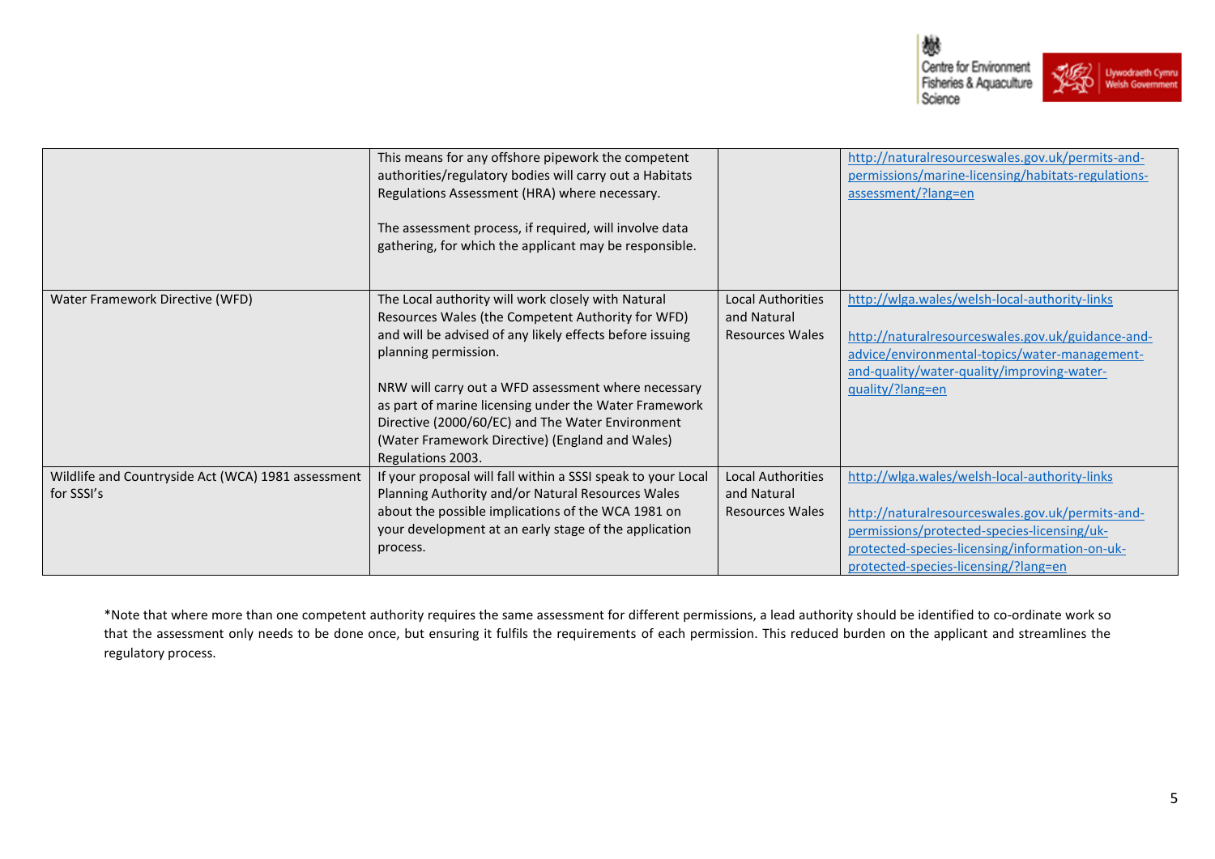| | | | |
|---|---|---|---|
| | This means for any offshore pipework the competent authorities/regulatory bodies will carry out a Habitats Regulations Assessment (HRA) where necessary.<br><br>The assessment process, if required, will involve data gathering, for which the applicant may be responsible. | | http://naturalresourceswales.gov.uk/permits-and-permissions/marine-licensing/habitats-regulations-assessment/?lang=en |
| Water Framework Directive (WFD) | The Local authority will work closely with Natural Resources Wales (the Competent Authority for WFD) and will be advised of any likely effects before issuing planning permission.<br><br>NRW will carry out a WFD assessment where necessary as part of marine licensing under the Water Framework Directive (2000/60/EC) and The Water Environment (Water Framework Directive) (England and Wales) Regulations 2003. | Local Authorities and Natural Resources Wales | http://wlga.wales/welsh-local-authority-links<br><br>http://naturalresourceswales.gov.uk/guidance-and-advice/environmental-topics/water-management-and-quality/water-quality/improving-water-quality/?lang=en |
| Wildlife and Countryside Act (WCA) 1981 assessment for SSSI's | If your proposal will fall within a SSSI speak to your Local Planning Authority and/or Natural Resources Wales about the possible implications of the WCA 1981 on your development at an early stage of the application process. | Local Authorities and Natural Resources Wales | http://wlga.wales/welsh-local-authority-links<br><br>http://naturalresourceswales.gov.uk/permits-and-permissions/protected-species-licensing/uk-protected-species-licensing/information-on-uk-protected-species-licensing/?lang=en |

*Note that where more than one competent authority requires the same assessment for different permissions, a lead authority should be identified to co-ordinate work so that the assessment only needs to be done once, but ensuring it fulfils the requirements of each permission. This reduced burden on the applicant and streamlines the regulatory process.